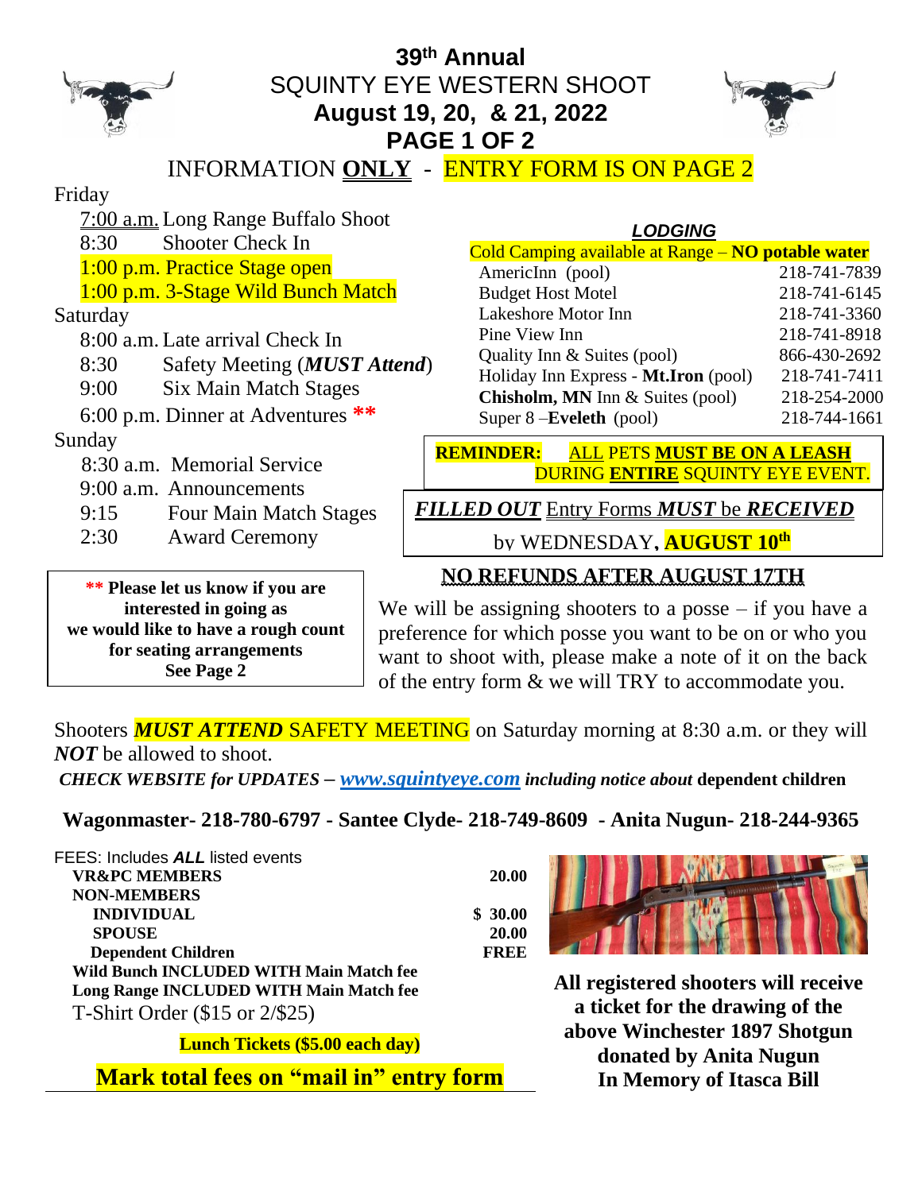# 39th Annual
# SQUINTY EYE WESTERN SHOOT
## August 19, 20, & 21, 2022
## PAGE 1 OF 2

INFORMATION **ONLY** - ENTRY FORM IS ON PAGE 2

**Friday**

- 7:00 a.m. Long Range Buffalo Shoot
- 8:30 Shooter Check In
- 1:00 p.m. Practice Stage open
- 1:00 p.m. 3-Stage Wild Bunch Match

**Saturday**

- 8:00 a.m. Late arrival Check In
- 8:30 Safety Meeting (***MUST Attend***)
- 9:00 Six Main Match Stages
- 6:00 p.m. Dinner at Adventures **

**Sunday**

- 8:30 a.m. Memorial Service
- 9:00 a.m. Announcements
- 9:15 Four Main Match Stages
- 2:30 Award Ceremony

** **Please let us know if you are interested in going as we would like to have a rough count for seating arrangements See Page 2**

### *LODGING*

Cold Camping available at Range – **NO potable water**

| | |
|---|---|
| AmericInn (pool) | 218-741-7839 |
| Budget Host Motel | 218-741-6145 |
| Lakeshore Motor Inn | 218-741-3360 |
| Pine View Inn | 218-741-8918 |
| Quality Inn & Suites (pool) | 866-430-2692 |
| Holiday Inn Express - **Mt.Iron** (pool) | 218-741-7411 |
| **Chisholm, MN** Inn & Suites (pool) | 218-254-2000 |
| Super 8 –**Eveleth** (pool) | 218-744-1661 |

**REMINDER:** ALL PETS **MUST BE ON A LEASH** DURING **ENTIRE** SQUINTY EYE EVENT.

***FILLED OUT*** Entry Forms ***MUST*** be ***RECEIVED*** by WEDNESDAY, **AUGUST 10th**

**NO REFUNDS AFTER AUGUST 17TH**

We will be assigning shooters to a posse – if you have a preference for which posse you want to be on or who you want to shoot with, please make a note of it on the back of the entry form & we will TRY to accommodate you.

Shooters ***MUST ATTEND*** SAFETY MEETING on Saturday morning at 8:30 a.m. or they will ***NOT*** be allowed to shoot.

***CHECK WEBSITE for UPDATES – www.squintyeye.com including notice about*** **dependent children**

**Wagonmaster- 218-780-6797 - Santee Clyde- 218-749-8609 - Anita Nugun- 218-244-9365**

FEES: Includes ***ALL*** listed events

| | |
|---|---|
| **VR&PC MEMBERS** | **20.00** |
| **NON-MEMBERS** | |
| **INDIVIDUAL** | **$ 30.00** |
| **SPOUSE** | **20.00** |
| **Dependent Children** | **FREE** |

**Wild Bunch INCLUDED WITH Main Match fee**

**Long Range INCLUDED WITH Main Match fee**

T-Shirt Order ($15 or 2/$25)

**Lunch Tickets ($5.00 each day)**

**Mark total fees on "mail in" entry form**

**All registered shooters will receive a ticket for the drawing of the above Winchester 1897 Shotgun donated by Anita Nugun In Memory of Itasca Bill**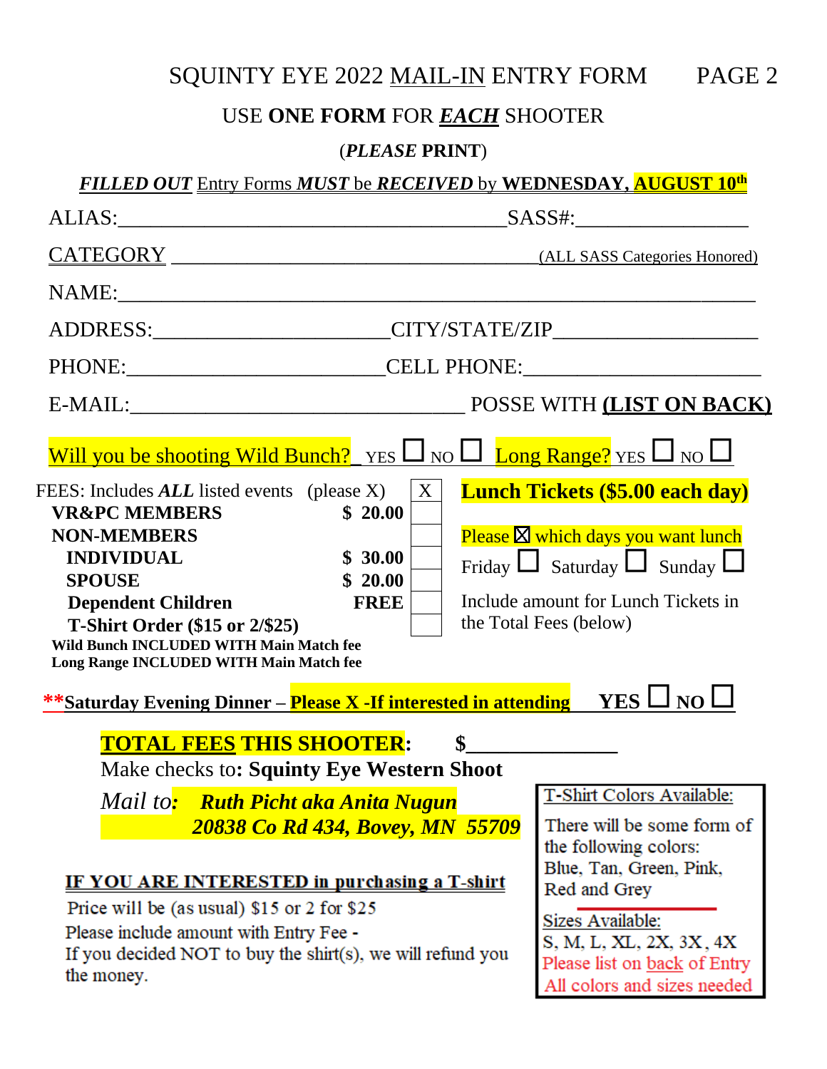# SQUINTY EYE 2022 MAIL-IN ENTRY FORM PAGE 2

USE **ONE FORM** FOR ***EACH*** SHOOTER

(***PLEASE*** **PRINT**)

***FILLED OUT*** Entry Forms ***MUST*** be ***RECEIVED*** by **WEDNESDAY, AUGUST 10th**

ALIAS:________________________________ SASS#:______________

CATEGORY ________________________________ (ALL SASS Categories Honored)

NAME:____________________________________________________

ADDRESS:____________________ CITY/STATE/ZIP_________________

PHONE:_____________________ CELL PHONE:___________________

E-MAIL:____________________________ POSSE WITH **(LIST ON BACK)**

Will you be shooting Wild Bunch?_ YES ☐ NO ☐ Long Range? YES ☐ NO ☐

| FEES: Includes ***ALL*** listed events (please X) | | X |
|---|---|---|
| **VR&PC MEMBERS** | **$ 20.00** | |
| **NON-MEMBERS** | | |
| **INDIVIDUAL** | **$ 30.00** | |
| **SPOUSE** | **$ 20.00** | |
| **Dependent Children** | **FREE** | |
| **T-Shirt Order ($15 or 2/$25)** | | |

**Wild Bunch INCLUDED WITH Main Match fee**
**Long Range INCLUDED WITH Main Match fee**

**Lunch Tickets ($5.00 each day)**

Please ☒ which days you want lunch

Friday ☐ Saturday ☐ Sunday ☐

Include amount for Lunch Tickets in the Total Fees (below)

****Saturday Evening Dinner – Please X -If interested in attending** **YES** ☐ **NO** ☐

**TOTAL FEES THIS SHOOTER: $____________**

Make checks to**: Squinty Eye Western Shoot**

*Mail to****: Ruth Picht aka Anita Nugun***
***20838 Co Rd 434, Bovey, MN 55709***

**IF YOU ARE INTERESTED in purchasing a T-shirt**

Price will be (as usual) $15 or 2 for $25

Please include amount with Entry Fee -

If you decided NOT to buy the shirt(s), we will refund you the money.

T-Shirt Colors Available:

There will be some form of the following colors: Blue, Tan, Green, Pink, Red and Grey

Sizes Available:

S, M, L, XL, 2X, 3X, 4X

Please list on back of Entry

All colors and sizes needed